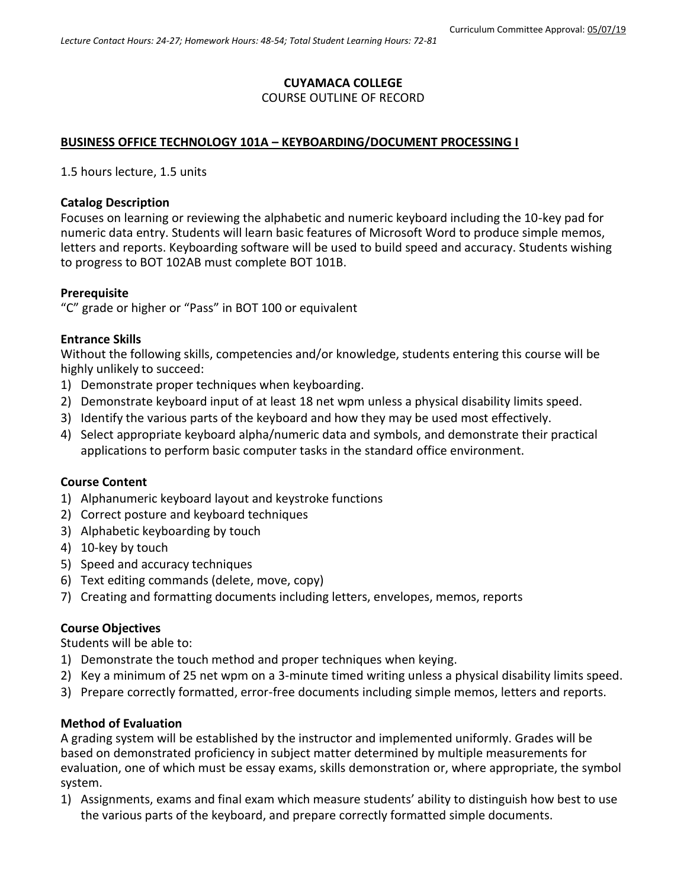Curriculum Committee Approval: 05/07/19

*Lecture Contact Hours: 24-27; Homework Hours: 48-54; Total Student Learning Hours: 72-81*

**CUYAMACA COLLEGE**
COURSE OUTLINE OF RECORD

## BUSINESS OFFICE TECHNOLOGY 101A – KEYBOARDING/DOCUMENT PROCESSING I

1.5 hours lecture, 1.5 units

### Catalog Description

Focuses on learning or reviewing the alphabetic and numeric keyboard including the 10-key pad for numeric data entry. Students will learn basic features of Microsoft Word to produce simple memos, letters and reports. Keyboarding software will be used to build speed and accuracy. Students wishing to progress to BOT 102AB must complete BOT 101B.

### Prerequisite

"C" grade or higher or "Pass" in BOT 100 or equivalent

### Entrance Skills

Without the following skills, competencies and/or knowledge, students entering this course will be highly unlikely to succeed:

1) Demonstrate proper techniques when keyboarding.
2) Demonstrate keyboard input of at least 18 net wpm unless a physical disability limits speed.
3) Identify the various parts of the keyboard and how they may be used most effectively.
4) Select appropriate keyboard alpha/numeric data and symbols, and demonstrate their practical applications to perform basic computer tasks in the standard office environment.

### Course Content

1) Alphanumeric keyboard layout and keystroke functions
2) Correct posture and keyboard techniques
3) Alphabetic keyboarding by touch
4) 10-key by touch
5) Speed and accuracy techniques
6) Text editing commands (delete, move, copy)
7) Creating and formatting documents including letters, envelopes, memos, reports

### Course Objectives

Students will be able to:

1) Demonstrate the touch method and proper techniques when keying.
2) Key a minimum of 25 net wpm on a 3-minute timed writing unless a physical disability limits speed.
3) Prepare correctly formatted, error-free documents including simple memos, letters and reports.

### Method of Evaluation

A grading system will be established by the instructor and implemented uniformly. Grades will be based on demonstrated proficiency in subject matter determined by multiple measurements for evaluation, one of which must be essay exams, skills demonstration or, where appropriate, the symbol system.

1) Assignments, exams and final exam which measure students' ability to distinguish how best to use the various parts of the keyboard, and prepare correctly formatted simple documents.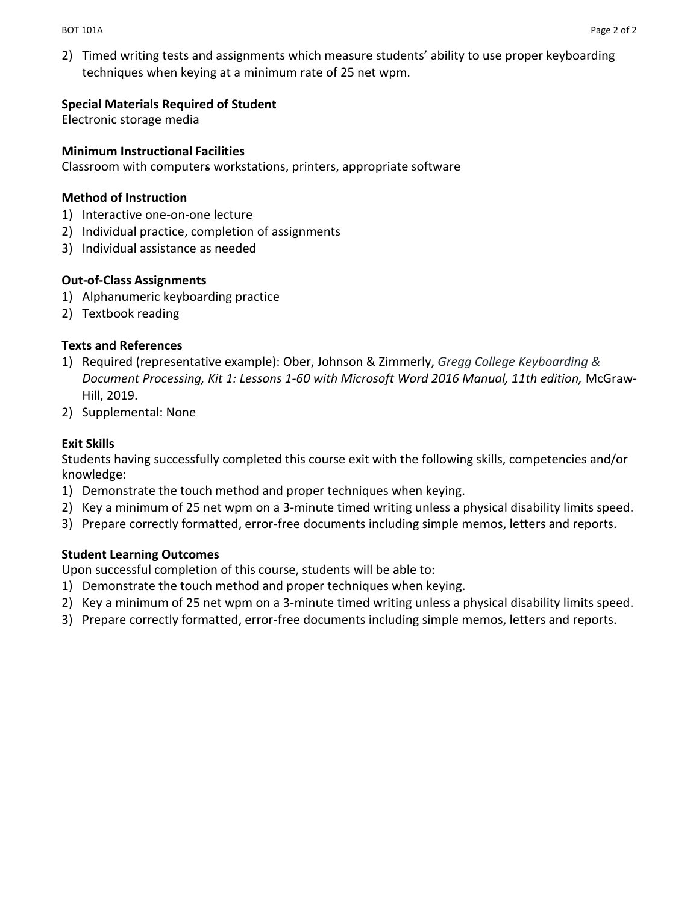2) Timed writing tests and assignments which measure students' ability to use proper keyboarding techniques when keying at a minimum rate of 25 net wpm.

**Special Materials Required of Student**

Electronic storage media

**Minimum Instructional Facilities**

Classroom with computer~~s~~ workstations, printers, appropriate software

**Method of Instruction**

1) Interactive one-on-one lecture
2) Individual practice, completion of assignments
3) Individual assistance as needed

**Out-of-Class Assignments**

1) Alphanumeric keyboarding practice
2) Textbook reading

**Texts and References**

1) Required (representative example): Ober, Johnson & Zimmerly, *Gregg College Keyboarding & Document Processing, Kit 1: Lessons 1-60 with Microsoft Word 2016 Manual, 11th edition,* McGraw-Hill, 2019.
2) Supplemental: None

**Exit Skills**

Students having successfully completed this course exit with the following skills, competencies and/or knowledge:

1) Demonstrate the touch method and proper techniques when keying.
2) Key a minimum of 25 net wpm on a 3-minute timed writing unless a physical disability limits speed.
3) Prepare correctly formatted, error-free documents including simple memos, letters and reports.

**Student Learning Outcomes**

Upon successful completion of this course, students will be able to:

1) Demonstrate the touch method and proper techniques when keying.
2) Key a minimum of 25 net wpm on a 3-minute timed writing unless a physical disability limits speed.
3) Prepare correctly formatted, error-free documents including simple memos, letters and reports.